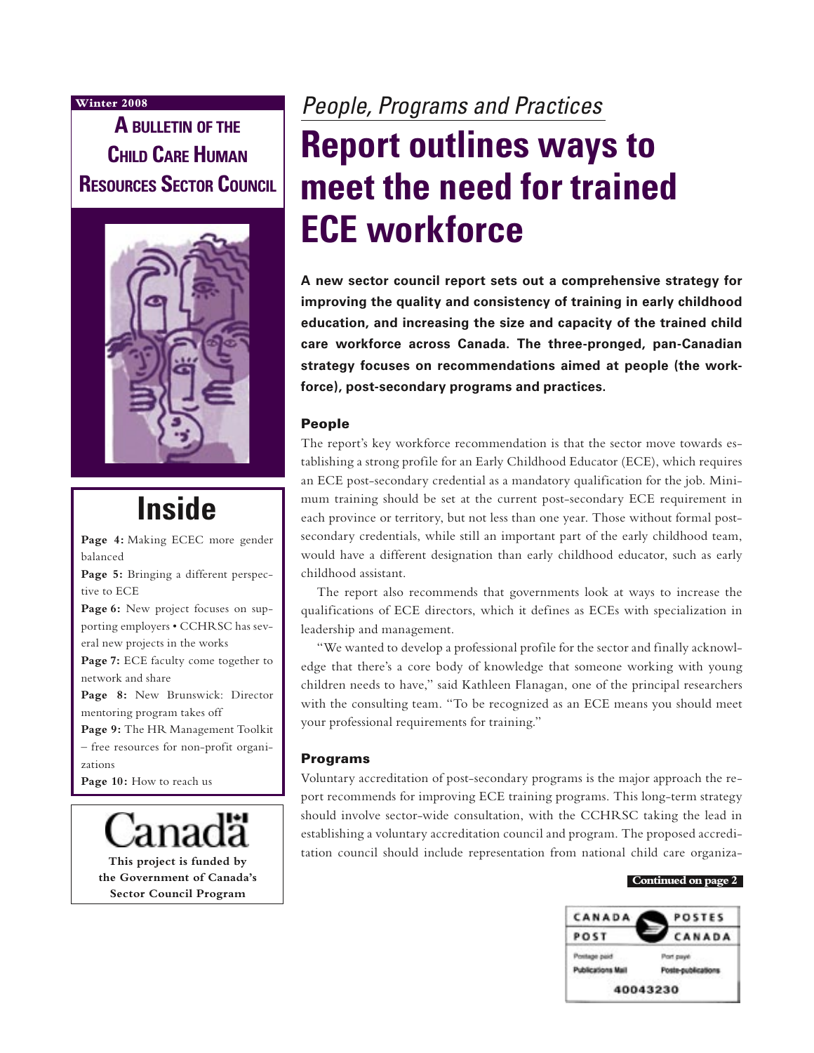Winter 2008

**A BULLETIN OF THE CHILD CARE HUMAN RESOURCES SECTOR COUNCIL**

## Inside

**Page 4:** Making ECEC more gender balanced

**Page 5:** Bringing a different perspective to ECE

**Page 6:** New project focuses on supporting employers • CCHRSC has several new projects in the works

**Page 7:** ECE faculty come together to network and share

**Page 8:** New Brunswick: Director mentoring program takes off

**Page 9:** The HR Management Toolkit – free resources for non-profit organizations

**Page 10:** How to reach us

Canada

**This project is funded by the Government of Canada's Sector Council Program**

*People, Programs and Practices*

# Report outlines ways to meet the need for trained ECE workforce

**A new sector council report sets out a comprehensive strategy for improving the quality and consistency of training in early childhood education, and increasing the size and capacity of the trained child care workforce across Canada. The three-pronged, pan-Canadian strategy focuses on recommendations aimed at people (the workforce), post-secondary programs and practices.**

### People

The report's key workforce recommendation is that the sector move towards establishing a strong profile for an Early Childhood Educator (ECE), which requires an ECE post-secondary credential as a mandatory qualification for the job. Minimum training should be set at the current post-secondary ECE requirement in each province or territory, but not less than one year. Those without formal post-secondary credentials, while still an important part of the early childhood team, would have a different designation than early childhood educator, such as early childhood assistant.

The report also recommends that governments look at ways to increase the qualifications of ECE directors, which it defines as ECEs with specialization in leadership and management.

"We wanted to develop a professional profile for the sector and finally acknowledge that there's a core body of knowledge that someone working with young children needs to have," said Kathleen Flanagan, one of the principal researchers with the consulting team. "To be recognized as an ECE means you should meet your professional requirements for training."

### Programs

Voluntary accreditation of post-secondary programs is the major approach the report recommends for improving ECE training programs. This long-term strategy should involve sector-wide consultation, with the CCHRSC taking the lead in establishing a voluntary accreditation council and program. The proposed accreditation council should include representation from national child care organiza-

**Continued on page 2**

CANADA POST / POSTES CANADA
Postage paid / Port payé
Publications Mail / Poste-publications
40043230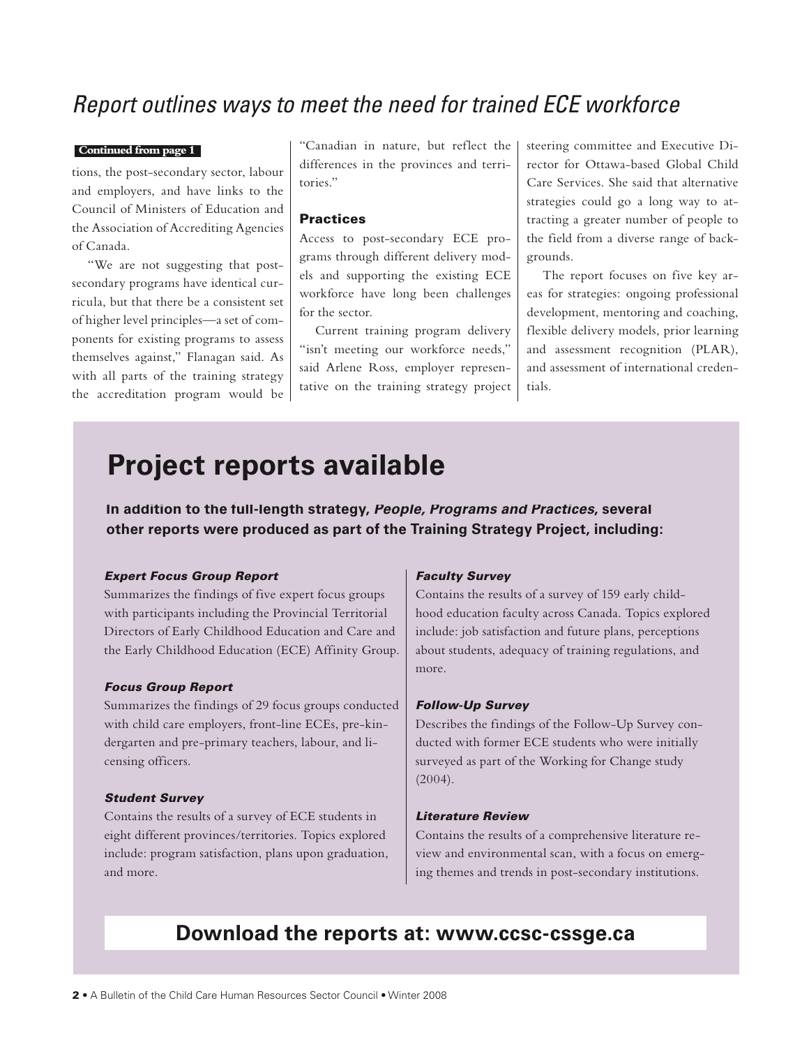## Report outlines ways to meet the need for trained ECE workforce

**Continued from page 1**

tions, the post-secondary sector, labour and employers, and have links to the Council of Ministers of Education and the Association of Accrediting Agencies of Canada.

"We are not suggesting that post-secondary programs have identical curricula, but that there be a consistent set of higher level principles—a set of components for existing programs to assess themselves against," Flanagan said. As with all parts of the training strategy the accreditation program would be "Canadian in nature, but reflect the differences in the provinces and territories."

### Practices

Access to post-secondary ECE programs through different delivery models and supporting the existing ECE workforce have long been challenges for the sector.

Current training program delivery "isn't meeting our workforce needs," said Arlene Ross, employer representative on the training strategy project steering committee and Executive Director for Ottawa-based Global Child Care Services. She said that alternative strategies could go a long way to attracting a greater number of people to the field from a diverse range of backgrounds.

The report focuses on five key areas for strategies: ongoing professional development, mentoring and coaching, flexible delivery models, prior learning and assessment recognition (PLAR), and assessment of international credentials.

## Project reports available

**In addition to the full-length strategy, *People, Programs and Practices*, several other reports were produced as part of the Training Strategy Project, including:**

***Expert Focus Group Report***

Summarizes the findings of five expert focus groups with participants including the Provincial Territorial Directors of Early Childhood Education and Care and the Early Childhood Education (ECE) Affinity Group.

***Focus Group Report***

Summarizes the findings of 29 focus groups conducted with child care employers, front-line ECEs, pre-kindergarten and pre-primary teachers, labour, and licensing officers.

***Student Survey***

Contains the results of a survey of ECE students in eight different provinces/territories. Topics explored include: program satisfaction, plans upon graduation, and more.

***Faculty Survey***

Contains the results of a survey of 159 early childhood education faculty across Canada. Topics explored include: job satisfaction and future plans, perceptions about students, adequacy of training regulations, and more.

***Follow-Up Survey***

Describes the findings of the Follow-Up Survey conducted with former ECE students who were initially surveyed as part of the Working for Change study (2004).

***Literature Review***

Contains the results of a comprehensive literature review and environmental scan, with a focus on emerging themes and trends in post-secondary institutions.

**Download the reports at: www.ccsc-cssge.ca**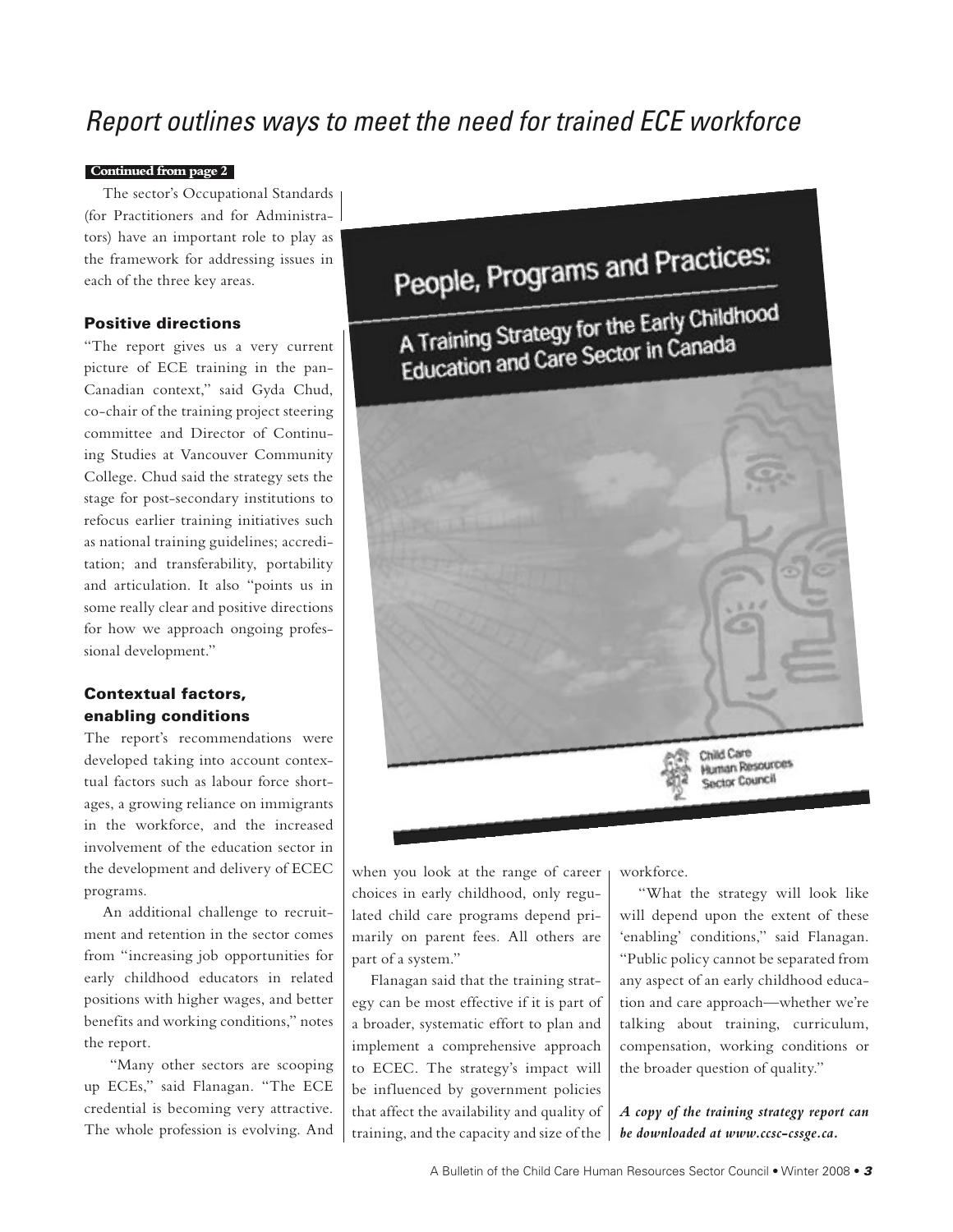# Report outlines ways to meet the need for trained ECE workforce

**Continued from page 2**

The sector's Occupational Standards (for Practitioners and for Administrators) have an important role to play as the framework for addressing issues in each of the three key areas.

### Positive directions

"The report gives us a very current picture of ECE training in the pan-Canadian context," said Gyda Chud, co-chair of the training project steering committee and Director of Continuing Studies at Vancouver Community College. Chud said the strategy sets the stage for post-secondary institutions to refocus earlier training initiatives such as national training guidelines; accreditation; and transferability, portability and articulation. It also "points us in some really clear and positive directions for how we approach ongoing professional development."

### Contextual factors, enabling conditions

The report's recommendations were developed taking into account contextual factors such as labour force shortages, a growing reliance on immigrants in the workforce, and the increased involvement of the education sector in the development and delivery of ECEC programs.

An additional challenge to recruitment and retention in the sector comes from "increasing job opportunities for early childhood educators in related positions with higher wages, and better benefits and working conditions," notes the report.

"Many other sectors are scooping up ECEs," said Flanagan. "The ECE credential is becoming very attractive. The whole profession is evolving. And when you look at the range of career choices in early childhood, only regulated child care programs depend primarily on parent fees. All others are part of a system."

Flanagan said that the training strategy can be most effective if it is part of a broader, systematic effort to plan and implement a comprehensive approach to ECEC. The strategy's impact will be influenced by government policies that affect the availability and quality of training, and the capacity and size of the workforce.

"What the strategy will look like will depend upon the extent of these 'enabling' conditions," said Flanagan. "Public policy cannot be separated from any aspect of an early childhood education and care approach—whether we're talking about training, curriculum, compensation, working conditions or the broader question of quality."

***A copy of the training strategy report can be downloaded at www.ccsc-cssge.ca.***

People, Programs and Practices: A Training Strategy for the Early Childhood Education and Care Sector in Canada

Child Care Human Resources Sector Council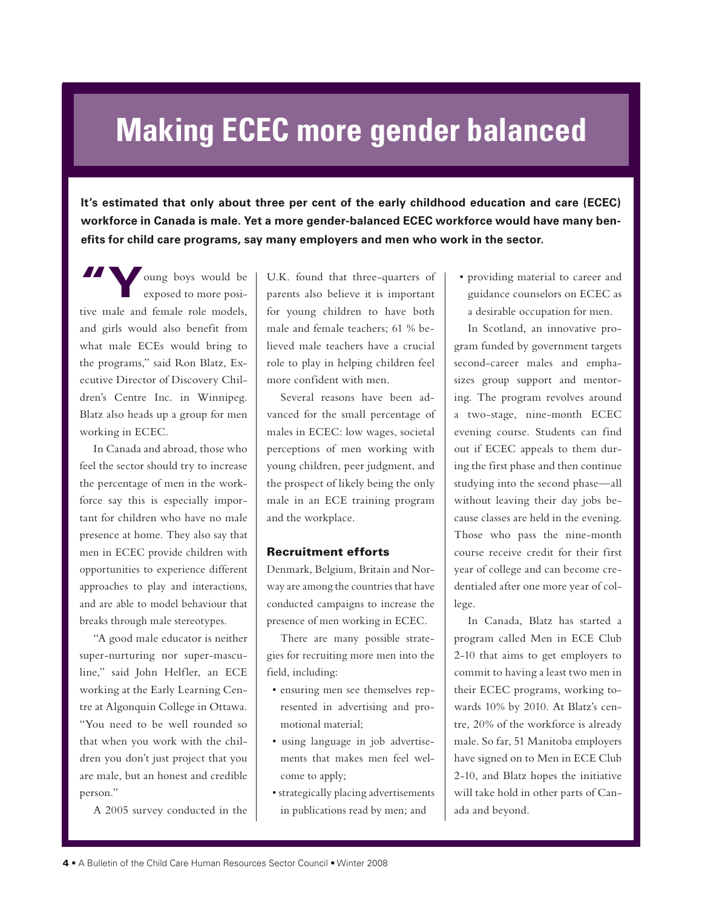# Making ECEC more gender balanced

**It's estimated that only about three per cent of the early childhood education and care (ECEC) workforce in Canada is male. Yet a more gender-balanced ECEC workforce would have many benefits for child care programs, say many employers and men who work in the sector.**

"Young boys would be exposed to more positive male and female role models, and girls would also benefit from what male ECEs would bring to the programs," said Ron Blatz, Executive Director of Discovery Children's Centre Inc. in Winnipeg. Blatz also heads up a group for men working in ECEC.

In Canada and abroad, those who feel the sector should try to increase the percentage of men in the workforce say this is especially important for children who have no male presence at home. They also say that men in ECEC provide children with opportunities to experience different approaches to play and interactions, and are able to model behaviour that breaks through male stereotypes.

"A good male educator is neither super-nurturing nor super-masculine," said John Helfler, an ECE working at the Early Learning Centre at Algonquin College in Ottawa. "You need to be well rounded so that when you work with the children you don't just project that you are male, but an honest and credible person."

A 2005 survey conducted in the U.K. found that three-quarters of parents also believe it is important for young children to have both male and female teachers; 61 % believed male teachers have a crucial role to play in helping children feel more confident with men.

Several reasons have been advanced for the small percentage of males in ECEC: low wages, societal perceptions of men working with young children, peer judgment, and the prospect of likely being the only male in an ECE training program and the workplace.

### Recruitment efforts

Denmark, Belgium, Britain and Norway are among the countries that have conducted campaigns to increase the presence of men working in ECEC.

There are many possible strategies for recruiting more men into the field, including:

- ensuring men see themselves represented in advertising and promotional material;
- using language in job advertisements that makes men feel welcome to apply;
- strategically placing advertisements in publications read by men; and
- providing material to career and guidance counselors on ECEC as a desirable occupation for men.

In Scotland, an innovative program funded by government targets second-career males and emphasizes group support and mentoring. The program revolves around a two-stage, nine-month ECEC evening course. Students can find out if ECEC appeals to them during the first phase and then continue studying into the second phase—all without leaving their day jobs because classes are held in the evening. Those who pass the nine-month course receive credit for their first year of college and can become credentialed after one more year of college.

In Canada, Blatz has started a program called Men in ECE Club 2-10 that aims to get employers to commit to having a least two men in their ECEC programs, working towards 10% by 2010. At Blatz's centre, 20% of the workforce is already male. So far, 51 Manitoba employers have signed on to Men in ECE Club 2-10, and Blatz hopes the initiative will take hold in other parts of Canada and beyond.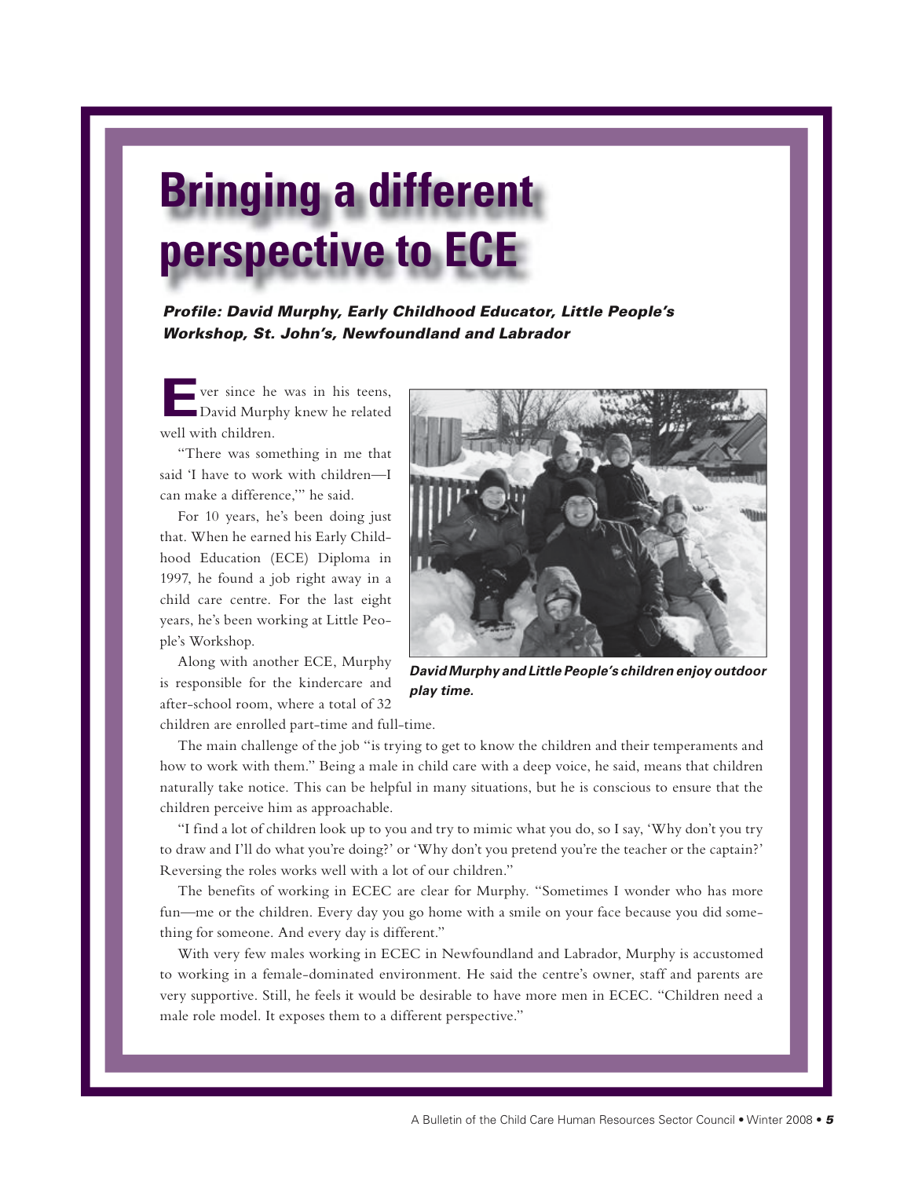# Bringing a different perspective to ECE

***Profile: David Murphy, Early Childhood Educator, Little People's Workshop, St. John's, Newfoundland and Labrador***

Ever since he was in his teens, David Murphy knew he related well with children.

"There was something in me that said 'I have to work with children—I can make a difference,'" he said.

For 10 years, he's been doing just that. When he earned his Early Childhood Education (ECE) Diploma in 1997, he found a job right away in a child care centre. For the last eight years, he's been working at Little People's Workshop.

Along with another ECE, Murphy is responsible for the kindercare and after-school room, where a total of 32 children are enrolled part-time and full-time.

***David Murphy and Little People's children enjoy outdoor play time.***

The main challenge of the job "is trying to get to know the children and their temperaments and how to work with them." Being a male in child care with a deep voice, he said, means that children naturally take notice. This can be helpful in many situations, but he is conscious to ensure that the children perceive him as approachable.

"I find a lot of children look up to you and try to mimic what you do, so I say, 'Why don't you try to draw and I'll do what you're doing?' or 'Why don't you pretend you're the teacher or the captain?' Reversing the roles works well with a lot of our children."

The benefits of working in ECEC are clear for Murphy. "Sometimes I wonder who has more fun—me or the children. Every day you go home with a smile on your face because you did something for someone. And every day is different."

With very few males working in ECEC in Newfoundland and Labrador, Murphy is accustomed to working in a female-dominated environment. He said the centre's owner, staff and parents are very supportive. Still, he feels it would be desirable to have more men in ECEC. "Children need a male role model. It exposes them to a different perspective."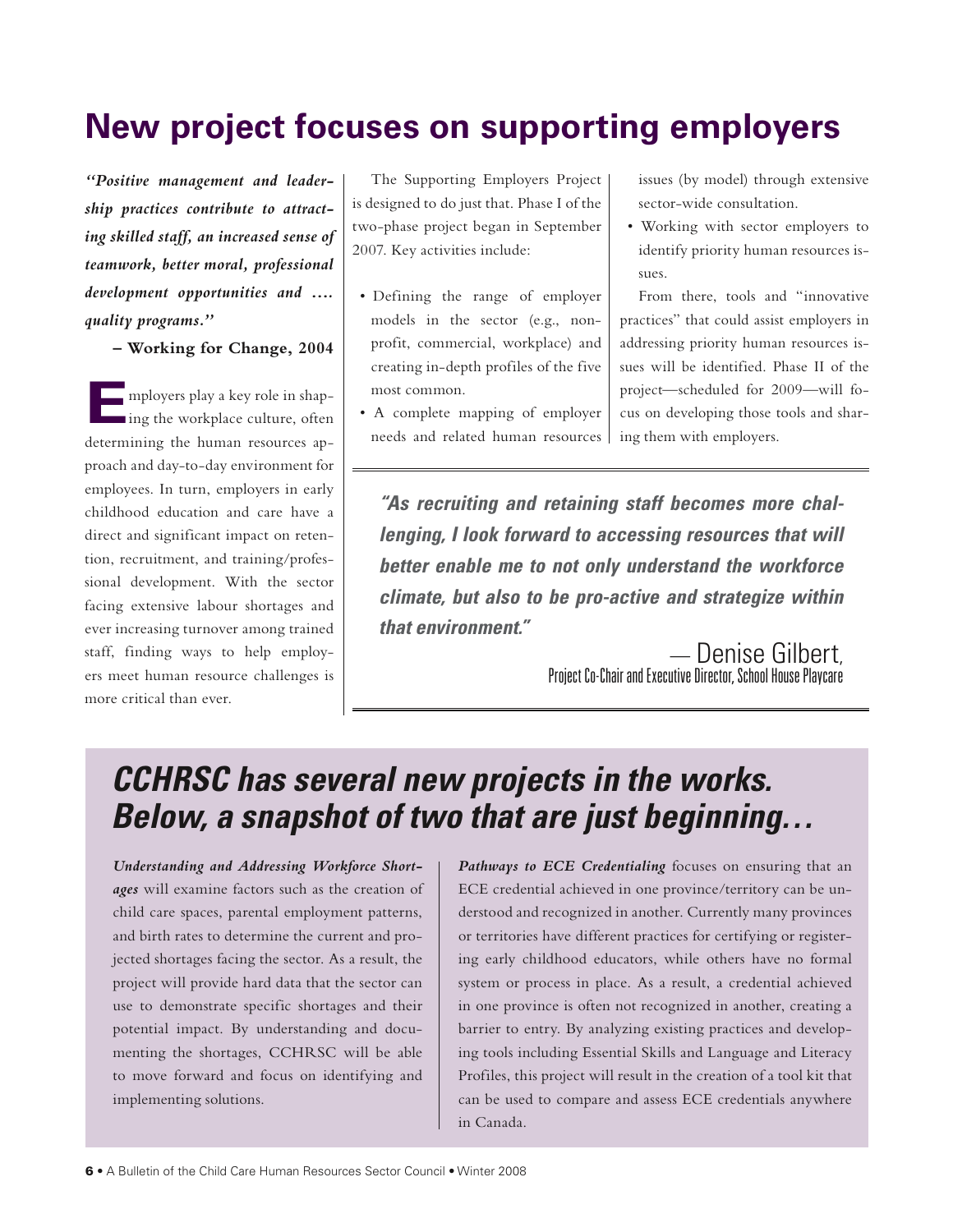# New project focuses on supporting employers

***"Positive management and leadership practices contribute to attracting skilled staff, an increased sense of teamwork, better moral, professional development opportunities and …. quality programs."***

**– Working for Change, 2004**

Employers play a key role in shaping the workplace culture, often determining the human resources approach and day-to-day environment for employees. In turn, employers in early childhood education and care have a direct and significant impact on retention, recruitment, and training/professional development. With the sector facing extensive labour shortages and ever increasing turnover among trained staff, finding ways to help employers meet human resource challenges is more critical than ever.

The Supporting Employers Project is designed to do just that. Phase I of the two-phase project began in September 2007. Key activities include:

- Defining the range of employer models in the sector (e.g., non-profit, commercial, workplace) and creating in-depth profiles of the five most common.
- A complete mapping of employer needs and related human resources issues (by model) through extensive sector-wide consultation.
- Working with sector employers to identify priority human resources issues.

From there, tools and "innovative practices" that could assist employers in addressing priority human resources issues will be identified. Phase II of the project—scheduled for 2009—will focus on developing those tools and sharing them with employers.

***"As recruiting and retaining staff becomes more challenging, I look forward to accessing resources that will better enable me to not only understand the workforce climate, but also to be pro-active and strategize within that environment."***

— Denise Gilbert,
Project Co-Chair and Executive Director, School House Playcare

## *CCHRSC has several new projects in the works. Below, a snapshot of two that are just beginning…*

***Understanding and Addressing Workforce Shortages*** will examine factors such as the creation of child care spaces, parental employment patterns, and birth rates to determine the current and projected shortages facing the sector. As a result, the project will provide hard data that the sector can use to demonstrate specific shortages and their potential impact. By understanding and documenting the shortages, CCHRSC will be able to move forward and focus on identifying and implementing solutions.

***Pathways to ECE Credentialing*** focuses on ensuring that an ECE credential achieved in one province/territory can be understood and recognized in another. Currently many provinces or territories have different practices for certifying or registering early childhood educators, while others have no formal system or process in place. As a result, a credential achieved in one province is often not recognized in another, creating a barrier to entry. By analyzing existing practices and developing tools including Essential Skills and Language and Literacy Profiles, this project will result in the creation of a tool kit that can be used to compare and assess ECE credentials anywhere in Canada.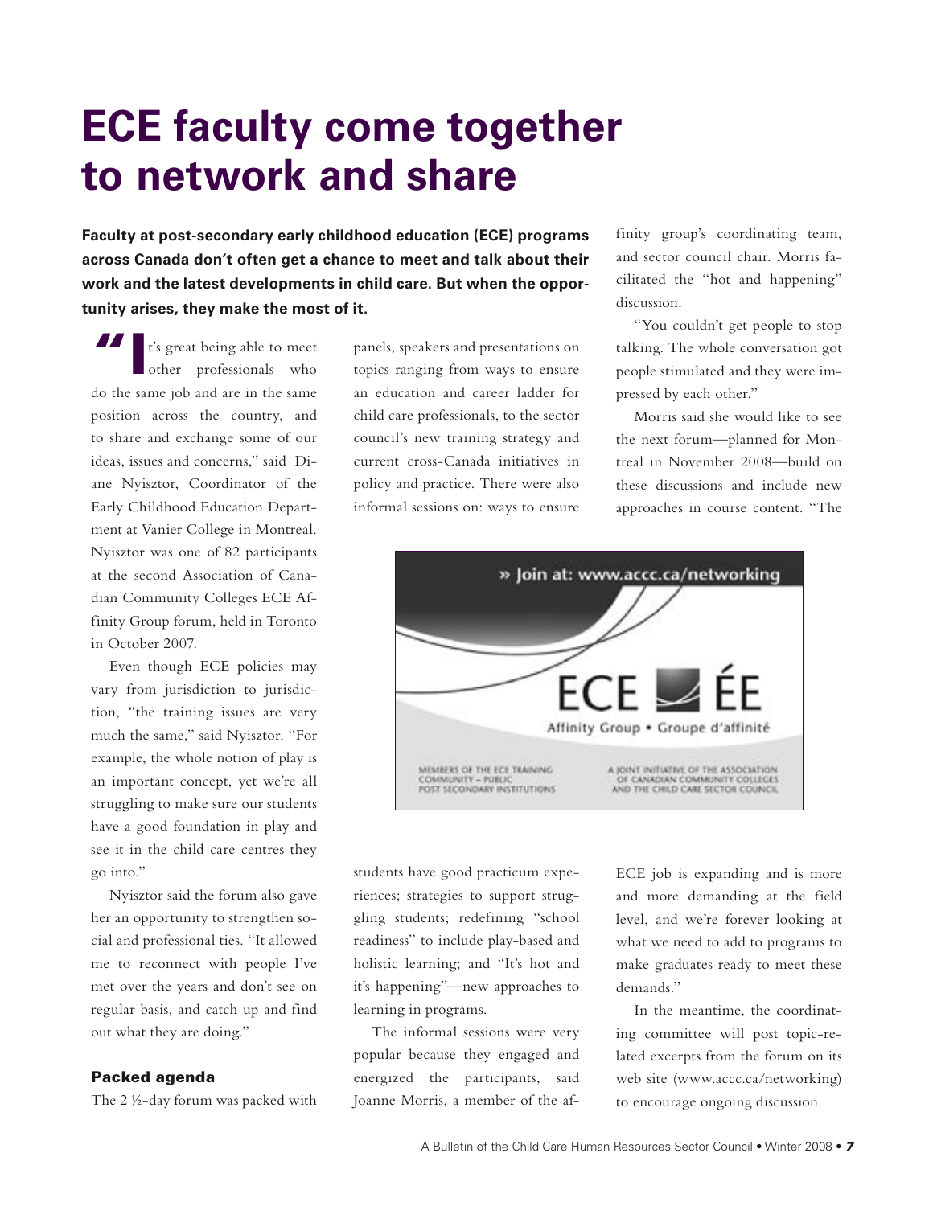# ECE faculty come together to network and share

**Faculty at post-secondary early childhood education (ECE) programs across Canada don't often get a chance to meet and talk about their work and the latest developments in child care. But when the opportunity arises, they make the most of it.**

"It's great being able to meet other professionals who do the same job and are in the same position across the country, and to share and exchange some of our ideas, issues and concerns," said Diane Nyisztor, Coordinator of the Early Childhood Education Department at Vanier College in Montreal. Nyisztor was one of 82 participants at the second Association of Canadian Community Colleges ECE Affinity Group forum, held in Toronto in October 2007.

Even though ECE policies may vary from jurisdiction to jurisdiction, "the training issues are very much the same," said Nyisztor. "For example, the whole notion of play is an important concept, yet we're all struggling to make sure our students have a good foundation in play and see it in the child care centres they go into."

Nyisztor said the forum also gave her an opportunity to strengthen social and professional ties. "It allowed me to reconnect with people I've met over the years and don't see on regular basis, and catch up and find out what they are doing."

### Packed agenda

The 2 ½-day forum was packed with panels, speakers and presentations on topics ranging from ways to ensure an education and career ladder for child care professionals, to the sector council's new training strategy and current cross-Canada initiatives in policy and practice. There were also informal sessions on: ways to ensure students have good practicum experiences; strategies to support struggling students; redefining "school readiness" to include play-based and holistic learning; and "It's hot and it's happening"—new approaches to learning in programs.

The informal sessions were very popular because they engaged and energized the participants, said Joanne Morris, a member of the affinity group's coordinating team, and sector council chair. Morris facilitated the "hot and happening" discussion.

"You couldn't get people to stop talking. The whole conversation got people stimulated and they were impressed by each other."

Morris said she would like to see the next forum—planned for Montreal in November 2008—build on these discussions and include new approaches in course content. "The ECE job is expanding and is more and more demanding at the field level, and we're forever looking at what we need to add to programs to make graduates ready to meet these demands."

In the meantime, the coordinating committee will post topic-related excerpts from the forum on its web site (www.accc.ca/networking) to encourage ongoing discussion.

» Join at: www.accc.ca/networking

ECE ÉE

Affinity Group • Groupe d'affinité

MEMBERS OF THE ECE TRAINING COMMUNITY – PUBLIC POST SECONDARY INSTITUTIONS

A JOINT INITIATIVE OF THE ASSOCIATION OF CANADIAN COMMUNITY COLLEGES AND THE CHILD CARE SECTOR COUNCIL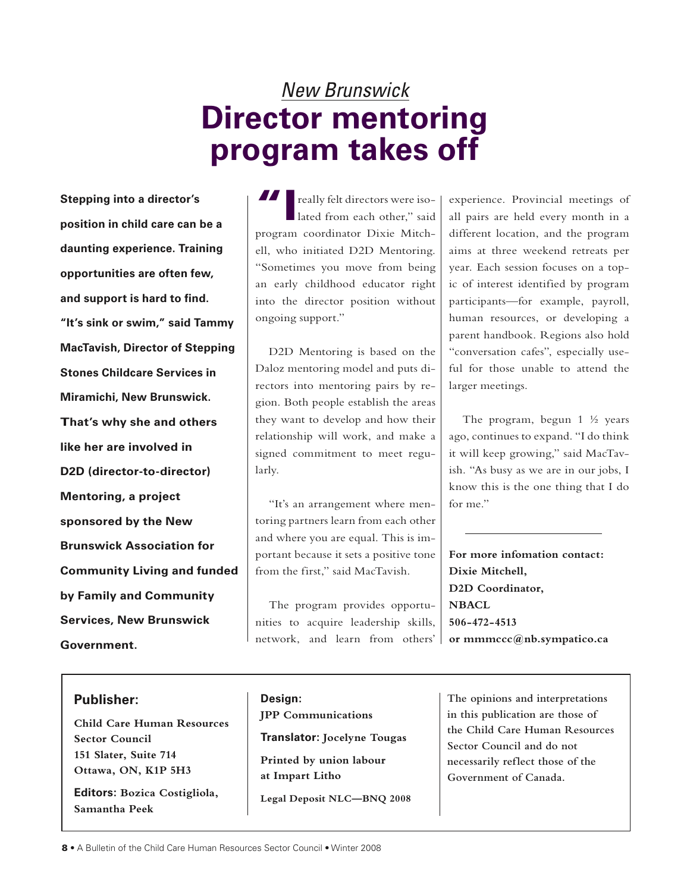*New Brunswick*

# Director mentoring program takes off

**Stepping into a director's position in child care can be a daunting experience. Training opportunities are often few, and support is hard to find. "It's sink or swim," said Tammy MacTavish, Director of Stepping Stones Childcare Services in Miramichi, New Brunswick. That's why she and others like her are involved in D2D (director-to-director) Mentoring, a project sponsored by the New Brunswick Association for Community Living and funded by Family and Community Services, New Brunswick Government.**

"I really felt directors were isolated from each other," said program coordinator Dixie Mitchell, who initiated D2D Mentoring. "Sometimes you move from being an early childhood educator right into the director position without ongoing support."

D2D Mentoring is based on the Daloz mentoring model and puts directors into mentoring pairs by region. Both people establish the areas they want to develop and how their relationship will work, and make a signed commitment to meet regularly.

"It's an arrangement where mentoring partners learn from each other and where you are equal. This is important because it sets a positive tone from the first," said MacTavish.

The program provides opportunities to acquire leadership skills, network, and learn from others' experience. Provincial meetings of all pairs are held every month in a different location, and the program aims at three weekend retreats per year. Each session focuses on a topic of interest identified by program participants—for example, payroll, human resources, or developing a parent handbook. Regions also hold "conversation cafes", especially useful for those unable to attend the larger meetings.

The program, begun 1 ½ years ago, continues to expand. "I do think it will keep growing," said MacTavish. "As busy as we are in our jobs, I know this is the one thing that I do for me."

---

**For more infomation contact:**
**Dixie Mitchell,**
**D2D Coordinator,**
**NBACL**
**506-472-4513**
**or mmmccc@nb.sympatico.ca**

---

**Publisher:**

**Child Care Human Resources Sector Council**
**151 Slater, Suite 714**
**Ottawa, ON, K1P 5H3**

**Editors:** **Bozica Costigliola, Samantha Peek**

**Design:**
**JPP Communications**

**Translator:** **Jocelyne Tougas**

**Printed by union labour at Impart Litho**

**Legal Deposit NLC—BNQ 2008**

**The opinions and interpretations in this publication are those of the Child Care Human Resources Sector Council and do not necessarily reflect those of the Government of Canada.**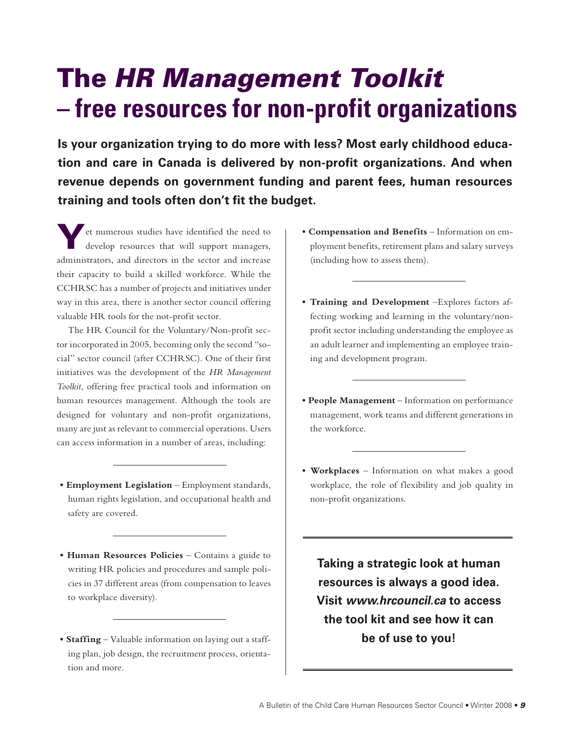# The *HR Management Toolkit* – free resources for non-profit organizations

**Is your organization trying to do more with less? Most early childhood education and care in Canada is delivered by non-profit organizations. And when revenue depends on government funding and parent fees, human resources training and tools often don't fit the budget.**

Yet numerous studies have identified the need to develop resources that will support managers, administrators, and directors in the sector and increase their capacity to build a skilled workforce. While the CCHRSC has a number of projects and initiatives under way in this area, there is another sector council offering valuable HR tools for the not-profit sector.

The HR Council for the Voluntary/Non-profit sector incorporated in 2005, becoming only the second "social" sector council (after CCHRSC). One of their first initiatives was the development of the *HR Management Toolkit*, offering free practical tools and information on human resources management. Although the tools are designed for voluntary and non-profit organizations, many are just as relevant to commercial operations. Users can access information in a number of areas, including:

- **Employment Legislation** – Employment standards, human rights legislation, and occupational health and safety are covered.
- **Human Resources Policies** – Contains a guide to writing HR policies and procedures and sample policies in 37 different areas (from compensation to leaves to workplace diversity).
- **Staffing** – Valuable information on laying out a staffing plan, job design, the recruitment process, orientation and more.
- **Compensation and Benefits** – Information on employment benefits, retirement plans and salary surveys (including how to assess them).
- **Training and Development** –Explores factors affecting working and learning in the voluntary/non-profit sector including understanding the employee as an adult learner and implementing an employee training and development program.
- **People Management** – Information on performance management, work teams and different generations in the workforce.
- **Workplaces** – Information on what makes a good workplace, the role of flexibility and job quality in non-profit organizations.

**Taking a strategic look at human resources is always a good idea. Visit *www.hrcouncil.ca* to access the tool kit and see how it can be of use to you!**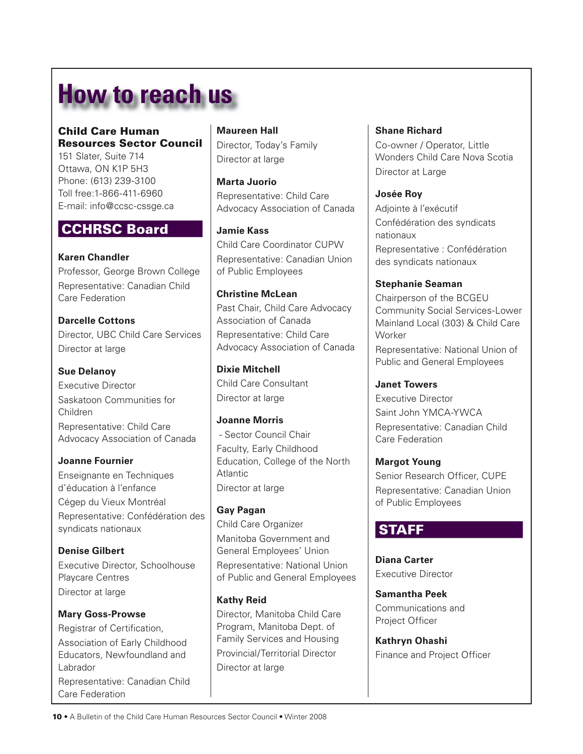# How to reach us

**Child Care Human Resources Sector Council**
151 Slater, Suite 714
Ottawa, ON K1P 5H3
Phone: (613) 239-3100
Toll free:1-866-411-6960
E-mail: info@ccsc-cssge.ca

## CCHRSC Board

**Karen Chandler**
Professor, George Brown College
Representative: Canadian Child Care Federation

**Darcelle Cottons**
Director, UBC Child Care Services
Director at large

**Sue Delanoy**
Executive Director
Saskatoon Communities for Children
Representative: Child Care Advocacy Association of Canada

**Joanne Fournier**
Enseignante en Techniques d'éducation à l'enfance
Cégep du Vieux Montréal
Representative: Confédération des syndicats nationaux

**Denise Gilbert**
Executive Director, Schoolhouse Playcare Centres
Director at large

**Mary Goss-Prowse**
Registrar of Certification,
Association of Early Childhood Educators, Newfoundland and Labrador
Representative: Canadian Child Care Federation

**Maureen Hall**
Director, Today's Family
Director at large

**Marta Juorio**
Representative: Child Care Advocacy Association of Canada

**Jamie Kass**
Child Care Coordinator CUPW
Representative: Canadian Union of Public Employees

**Christine McLean**
Past Chair, Child Care Advocacy Association of Canada
Representative: Child Care Advocacy Association of Canada

**Dixie Mitchell**
Child Care Consultant
Director at large

**Joanne Morris**
- Sector Council Chair
Faculty, Early Childhood Education, College of the North Atlantic
Director at large

**Gay Pagan**
Child Care Organizer
Manitoba Government and General Employees' Union
Representative: National Union of Public and General Employees

**Kathy Reid**
Director, Manitoba Child Care Program, Manitoba Dept. of Family Services and Housing
Provincial/Territorial Director
Director at large

**Shane Richard**
Co-owner / Operator, Little Wonders Child Care Nova Scotia
Director at Large

**Josée Roy**
Adjointe à l'exécutif
Confédération des syndicats nationaux
Representative : Confédération des syndicats nationaux

**Stephanie Seaman**
Chairperson of the BCGEU Community Social Services-Lower Mainland Local (303) & Child Care Worker
Representative: National Union of Public and General Employees

**Janet Towers**
Executive Director
Saint John YMCA-YWCA
Representative: Canadian Child Care Federation

**Margot Young**
Senior Research Officer, CUPE
Representative: Canadian Union of Public Employees

## STAFF

**Diana Carter**
Executive Director

**Samantha Peek**
Communications and Project Officer

**Kathryn Ohashi**
Finance and Project Officer